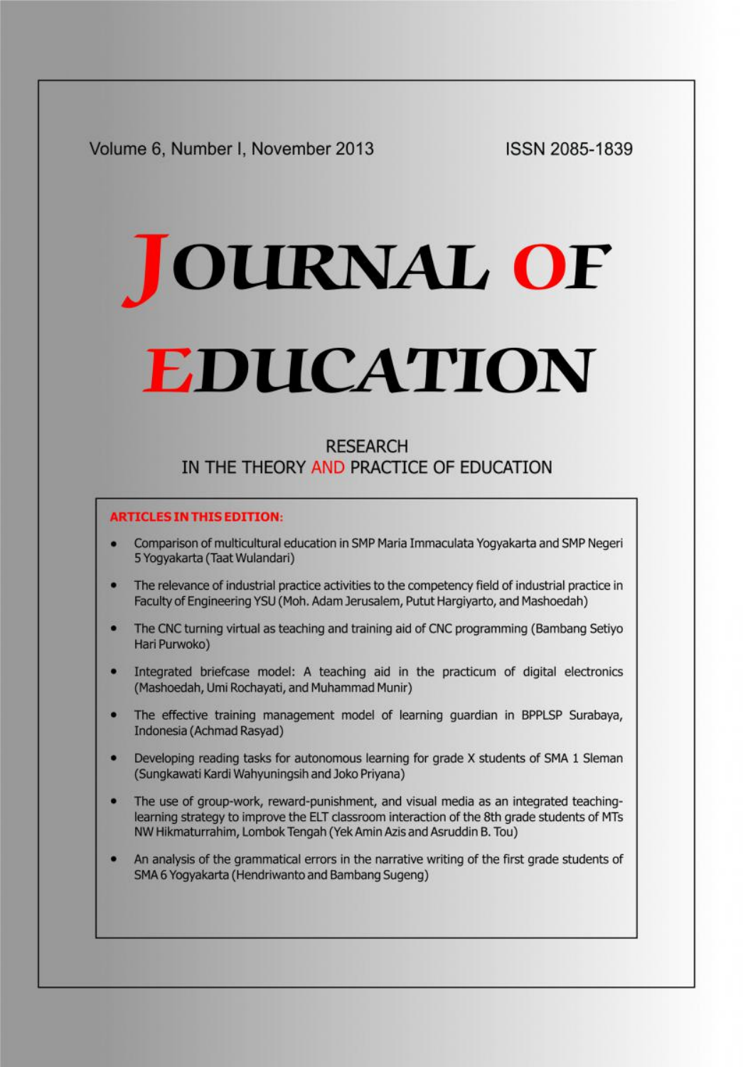Volume 6, Number I, November 2013

ISSN 2085-1839

# JOURNAL OF EDUCATION

## RESEARCH IN THE THEORY AND PRACTICE OF EDUCATION

**ARTICLES IN THIS EDITION:**

- Comparison of multicultural education in SMP Maria Immaculata Yogyakarta and SMP Negeri 5 Yogyakarta (Taat Wulandari)
- The relevance of industrial practice activities to the competency field of industrial practice in Faculty of Engineering YSU (Moh. Adam Jerusalem, Putut Hargiyarto, and Mashoedah)
- The CNC turning virtual as teaching and training aid of CNC programming (Bambang Setiyo Hari Purwoko)
- Integrated briefcase model: A teaching aid in the practicum of digital electronics (Mashoedah, Umi Rochayati, and Muhammad Munir)
- The effective training management model of learning guardian in BPPLSP Surabaya, Indonesia (Achmad Rasyad)
- Developing reading tasks for autonomous learning for grade X students of SMA 1 Sleman (Sungkawati Kardi Wahyuningsih and Joko Priyana)
- The use of group-work, reward-punishment, and visual media as an integrated teaching-learning strategy to improve the ELT classroom interaction of the 8th grade students of MTs NW Hikmaturrahim, Lombok Tengah (Yek Amin Azis and Asruddin B. Tou)
- An analysis of the grammatical errors in the narrative writing of the first grade students of SMA 6 Yogyakarta (Hendriwanto and Bambang Sugeng)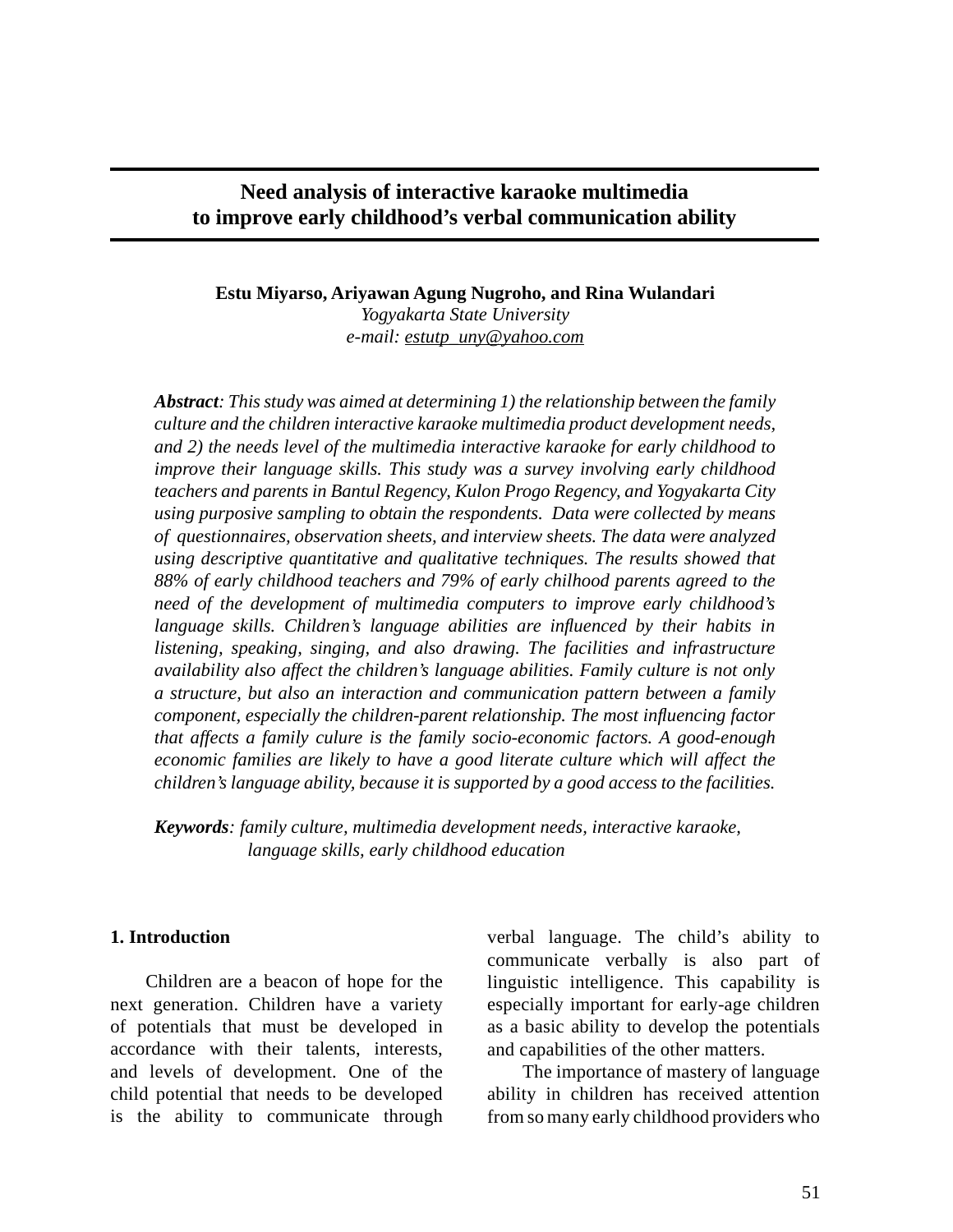# Need analysis of interactive karaoke multimedia to improve early childhood's verbal communication ability

**Estu Miyarso, Ariyawan Agung Nugroho, and Rina Wulandari**
*Yogyakarta State University*
*e-mail: estutp_uny@yahoo.com*

***Abstract**: This study was aimed at determining 1) the relationship between the family culture and the children interactive karaoke multimedia product development needs, and 2) the needs level of the multimedia interactive karaoke for early childhood to improve their language skills. This study was a survey involving early childhood teachers and parents in Bantul Regency, Kulon Progo Regency, and Yogyakarta City using purposive sampling to obtain the respondents. Data were collected by means of questionnaires, observation sheets, and interview sheets. The data were analyzed using descriptive quantitative and qualitative techniques. The results showed that 88% of early childhood teachers and 79% of early chilhood parents agreed to the need of the development of multimedia computers to improve early childhood's language skills. Children's language abilities are influenced by their habits in listening, speaking, singing, and also drawing. The facilities and infrastructure availability also affect the children's language abilities. Family culture is not only a structure, but also an interaction and communication pattern between a family component, especially the children-parent relationship. The most influencing factor that affects a family culure is the family socio-economic factors. A good-enough economic families are likely to have a good literate culture which will affect the children's language ability, because it is supported by a good access to the facilities.*

***Keywords**: family culture, multimedia development needs, interactive karaoke, language skills, early childhood education*

## 1. Introduction

Children are a beacon of hope for the next generation. Children have a variety of potentials that must be developed in accordance with their talents, interests, and levels of development. One of the child potential that needs to be developed is the ability to communicate through verbal language. The child's ability to communicate verbally is also part of linguistic intelligence. This capability is especially important for early-age children as a basic ability to develop the potentials and capabilities of the other matters.

The importance of mastery of language ability in children has received attention from so many early childhood providers who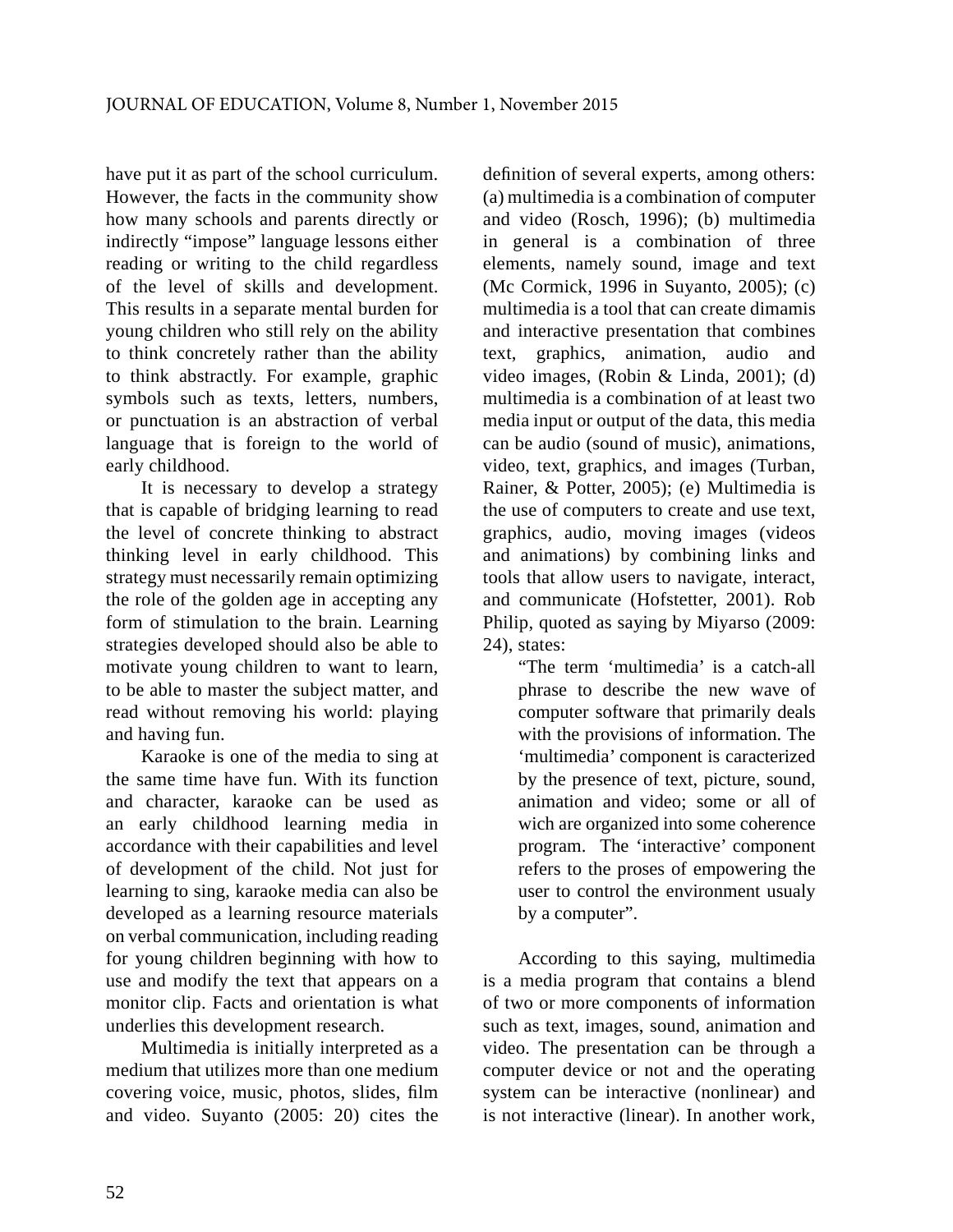have put it as part of the school curriculum. However, the facts in the community show how many schools and parents directly or indirectly "impose" language lessons either reading or writing to the child regardless of the level of skills and development. This results in a separate mental burden for young children who still rely on the ability to think concretely rather than the ability to think abstractly. For example, graphic symbols such as texts, letters, numbers, or punctuation is an abstraction of verbal language that is foreign to the world of early childhood.

It is necessary to develop a strategy that is capable of bridging learning to read the level of concrete thinking to abstract thinking level in early childhood. This strategy must necessarily remain optimizing the role of the golden age in accepting any form of stimulation to the brain. Learning strategies developed should also be able to motivate young children to want to learn, to be able to master the subject matter, and read without removing his world: playing and having fun.

Karaoke is one of the media to sing at the same time have fun. With its function and character, karaoke can be used as an early childhood learning media in accordance with their capabilities and level of development of the child. Not just for learning to sing, karaoke media can also be developed as a learning resource materials on verbal communication, including reading for young children beginning with how to use and modify the text that appears on a monitor clip. Facts and orientation is what underlies this development research.

Multimedia is initially interpreted as a medium that utilizes more than one medium covering voice, music, photos, slides, film and video. Suyanto (2005: 20) cites the definition of several experts, among others: (a) multimedia is a combination of computer and video (Rosch, 1996); (b) multimedia in general is a combination of three elements, namely sound, image and text (Mc Cormick, 1996 in Suyanto, 2005); (c) multimedia is a tool that can create dimamis and interactive presentation that combines text, graphics, animation, audio and video images, (Robin & Linda, 2001); (d) multimedia is a combination of at least two media input or output of the data, this media can be audio (sound of music), animations, video, text, graphics, and images (Turban, Rainer, & Potter, 2005); (e) Multimedia is the use of computers to create and use text, graphics, audio, moving images (videos and animations) by combining links and tools that allow users to navigate, interact, and communicate (Hofstetter, 2001). Rob Philip, quoted as saying by Miyarso (2009: 24), states:

> "The term 'multimedia' is a catch-all phrase to describe the new wave of computer software that primarily deals with the provisions of information. The 'multimedia' component is caracterized by the presence of text, picture, sound, animation and video; some or all of wich are organized into some coherence program. The 'interactive' component refers to the proses of empowering the user to control the environment usualy by a computer".

According to this saying, multimedia is a media program that contains a blend of two or more components of information such as text, images, sound, animation and video. The presentation can be through a computer device or not and the operating system can be interactive (nonlinear) and is not interactive (linear). In another work,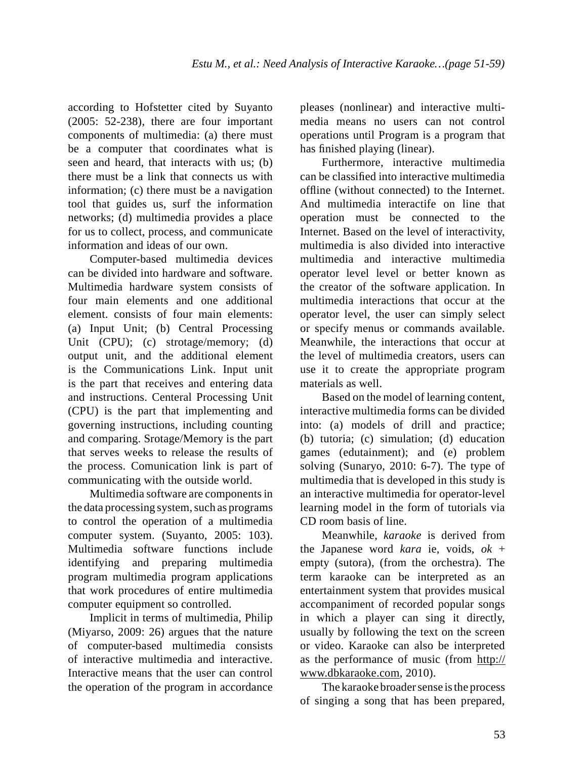according to Hofstetter cited by Suyanto (2005: 52-238), there are four important components of multimedia: (a) there must be a computer that coordinates what is seen and heard, that interacts with us; (b) there must be a link that connects us with information; (c) there must be a navigation tool that guides us, surf the information networks; (d) multimedia provides a place for us to collect, process, and communicate information and ideas of our own.

Computer-based multimedia devices can be divided into hardware and software. Multimedia hardware system consists of four main elements and one additional element. consists of four main elements: (a) Input Unit; (b) Central Processing Unit (CPU); (c) strotage/memory; (d) output unit, and the additional element is the Communications Link. Input unit is the part that receives and entering data and instructions. Centeral Processing Unit (CPU) is the part that implementing and governing instructions, including counting and comparing. Srotage/Memory is the part that serves weeks to release the results of the process. Comunication link is part of communicating with the outside world.

Multimedia software are components in the data processing system, such as programs to control the operation of a multimedia computer system. (Suyanto, 2005: 103). Multimedia software functions include identifying and preparing multimedia program multimedia program applications that work procedures of entire multimedia computer equipment so controlled.

Implicit in terms of multimedia, Philip (Miyarso, 2009: 26) argues that the nature of computer-based multimedia consists of interactive multimedia and interactive. Interactive means that the user can control the operation of the program in accordance pleases (nonlinear) and interactive multimedia means no users can not control operations until Program is a program that has finished playing (linear).

Furthermore, interactive multimedia can be classified into interactive multimedia offline (without connected) to the Internet. And multimedia interactife on line that operation must be connected to the Internet. Based on the level of interactivity, multimedia is also divided into interactive multimedia and interactive multimedia operator level level or better known as the creator of the software application. In multimedia interactions that occur at the operator level, the user can simply select or specify menus or commands available. Meanwhile, the interactions that occur at the level of multimedia creators, users can use it to create the appropriate program materials as well.

Based on the model of learning content, interactive multimedia forms can be divided into: (a) models of drill and practice; (b) tutoria; (c) simulation; (d) education games (edutainment); and (e) problem solving (Sunaryo, 2010: 6-7). The type of multimedia that is developed in this study is an interactive multimedia for operator-level learning model in the form of tutorials via CD room basis of line.

Meanwhile, *karaoke* is derived from the Japanese word *kara* ie, voids, *ok* + empty (sutora), (from the orchestra). The term karaoke can be interpreted as an entertainment system that provides musical accompaniment of recorded popular songs in which a player can sing it directly, usually by following the text on the screen or video. Karaoke can also be interpreted as the performance of music (from http://www.dbkaraoke.com, 2010).

The karaoke broader sense is the process of singing a song that has been prepared,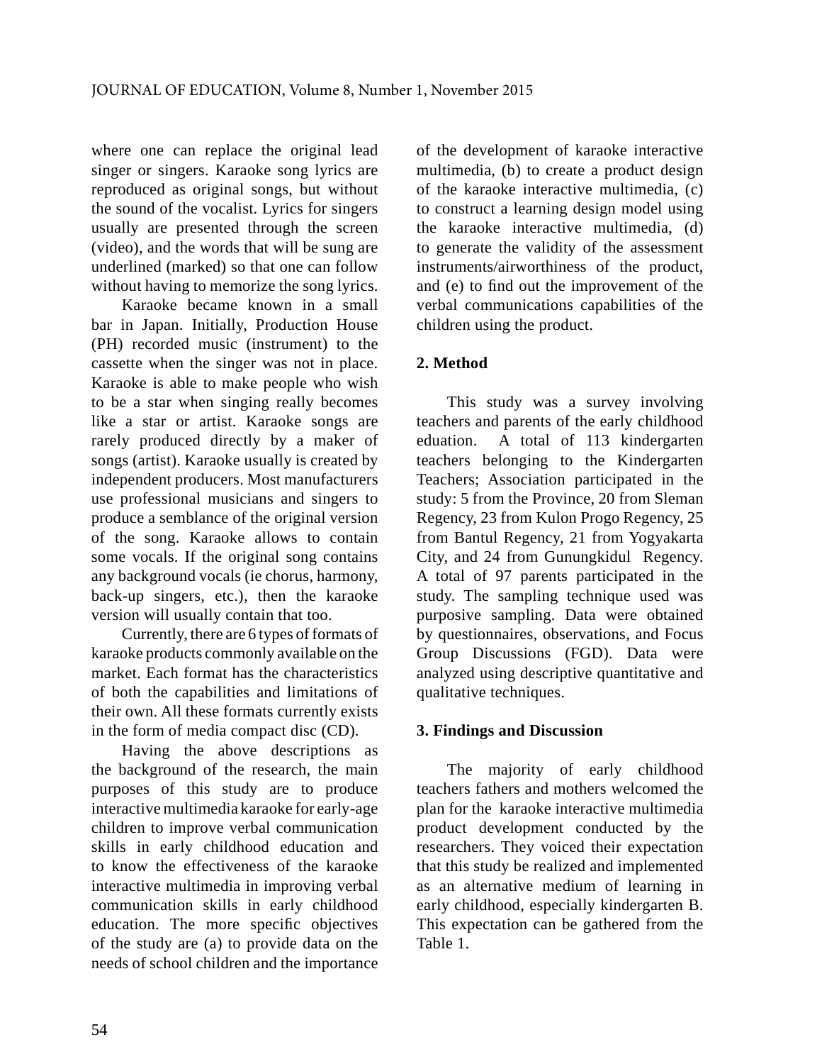where one can replace the original lead singer or singers. Karaoke song lyrics are reproduced as original songs, but without the sound of the vocalist. Lyrics for singers usually are presented through the screen (video), and the words that will be sung are underlined (marked) so that one can follow without having to memorize the song lyrics.

Karaoke became known in a small bar in Japan. Initially, Production House (PH) recorded music (instrument) to the cassette when the singer was not in place. Karaoke is able to make people who wish to be a star when singing really becomes like a star or artist. Karaoke songs are rarely produced directly by a maker of songs (artist). Karaoke usually is created by independent producers. Most manufacturers use professional musicians and singers to produce a semblance of the original version of the song. Karaoke allows to contain some vocals. If the original song contains any background vocals (ie chorus, harmony, back-up singers, etc.), then the karaoke version will usually contain that too.

Currently, there are 6 types of formats of karaoke products commonly available on the market. Each format has the characteristics of both the capabilities and limitations of their own. All these formats currently exists in the form of media compact disc (CD).

Having the above descriptions as the background of the research, the main purposes of this study are to produce interactive multimedia karaoke for early-age children to improve verbal communication skills in early childhood education and to know the effectiveness of the karaoke interactive multimedia in improving verbal communication skills in early childhood education. The more specific objectives of the study are (a) to provide data on the needs of school children and the importance of the development of karaoke interactive multimedia, (b) to create a product design of the karaoke interactive multimedia, (c) to construct a learning design model using the karaoke interactive multimedia, (d) to generate the validity of the assessment instruments/airworthiness of the product, and (e) to find out the improvement of the verbal communications capabilities of the children using the product.

## 2. Method

This study was a survey involving teachers and parents of the early childhood eduation. A total of 113 kindergarten teachers belonging to the Kindergarten Teachers; Association participated in the study: 5 from the Province, 20 from Sleman Regency, 23 from Kulon Progo Regency, 25 from Bantul Regency, 21 from Yogyakarta City, and 24 from Gunungkidul Regency. A total of 97 parents participated in the study. The sampling technique used was purposive sampling. Data were obtained by questionnaires, observations, and Focus Group Discussions (FGD). Data were analyzed using descriptive quantitative and qualitative techniques.

## 3. Findings and Discussion

The majority of early childhood teachers fathers and mothers welcomed the plan for the karaoke interactive multimedia product development conducted by the researchers. They voiced their expectation that this study be realized and implemented as an alternative medium of learning in early childhood, especially kindergarten B. This expectation can be gathered from the Table 1.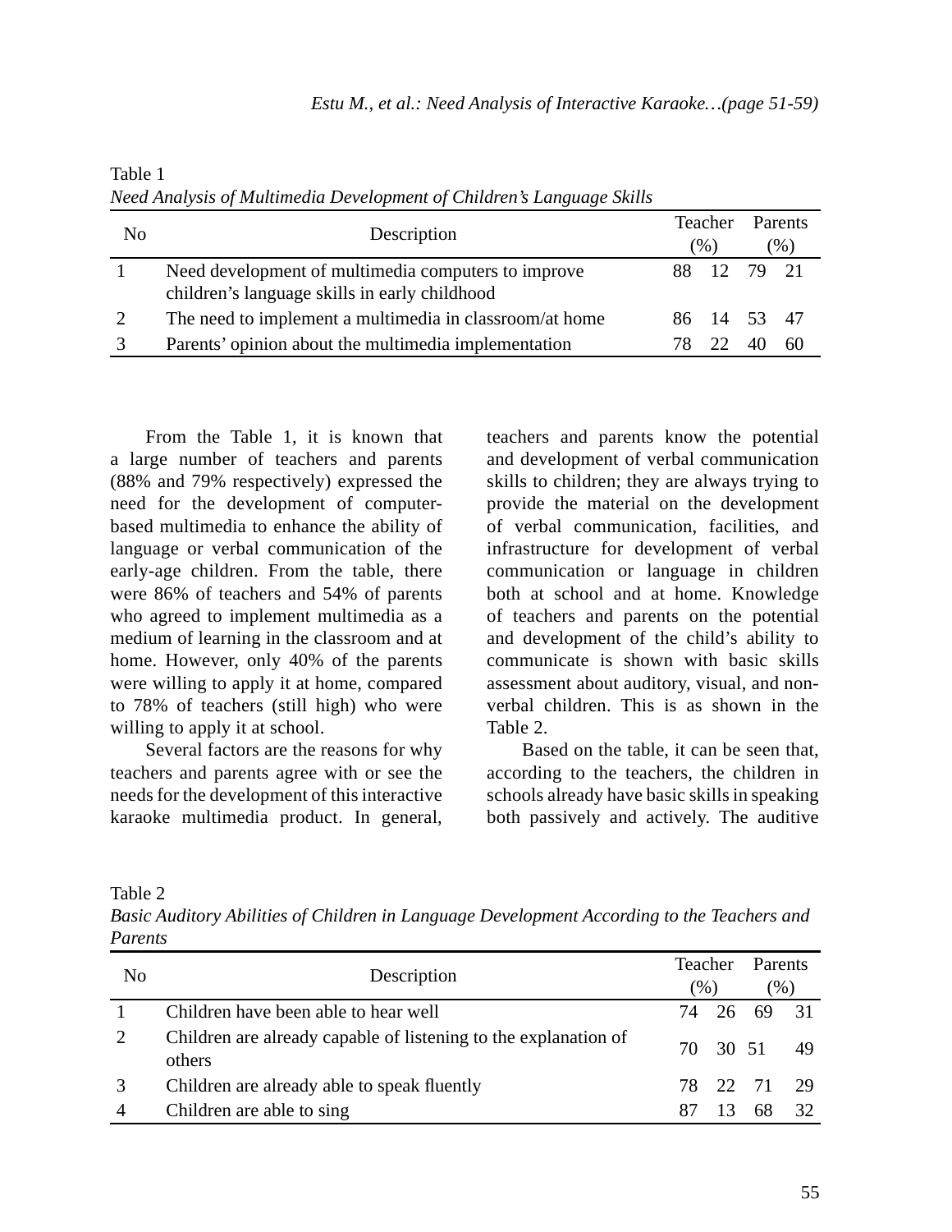Table 1

*Need Analysis of Multimedia Development of Children's Language Skills*

| No | Description | Teacher (%) | | Parents (%) | |
|---|---|---|---|---|---|
| 1 | Need development of multimedia computers to improve children's language skills in early childhood | 88 | 12 | 79 | 21 |
| 2 | The need to implement a multimedia in classroom/at home | 86 | 14 | 53 | 47 |
| 3 | Parents' opinion about the multimedia implementation | 78 | 22 | 40 | 60 |

From the Table 1, it is known that a large number of teachers and parents (88% and 79% respectively) expressed the need for the development of computer-based multimedia to enhance the ability of language or verbal communication of the early-age children. From the table, there were 86% of teachers and 54% of parents who agreed to implement multimedia as a medium of learning in the classroom and at home. However, only 40% of the parents were willing to apply it at home, compared to 78% of teachers (still high) who were willing to apply it at school.

Several factors are the reasons for why teachers and parents agree with or see the needs for the development of this interactive karaoke multimedia product. In general, teachers and parents know the potential and development of verbal communication skills to children; they are always trying to provide the material on the development of verbal communication, facilities, and infrastructure for development of verbal communication or language in children both at school and at home. Knowledge of teachers and parents on the potential and development of the child's ability to communicate is shown with basic skills assessment about auditory, visual, and non-verbal children. This is as shown in the Table 2.

Based on the table, it can be seen that, according to the teachers, the children in schools already have basic skills in speaking both passively and actively. The auditive

Table 2

*Basic Auditory Abilities of Children in Language Development According to the Teachers and Parents*

| No | Description | Teacher (%) | | Parents (%) | |
|---|---|---|---|---|---|
| 1 | Children have been able to hear well | 74 | 26 | 69 | 31 |
| 2 | Children are already capable of listening to the explanation of others | 70 | 30 | 51 | 49 |
| 3 | Children are already able to speak fluently | 78 | 22 | 71 | 29 |
| 4 | Children are able to sing | 87 | 13 | 68 | 32 |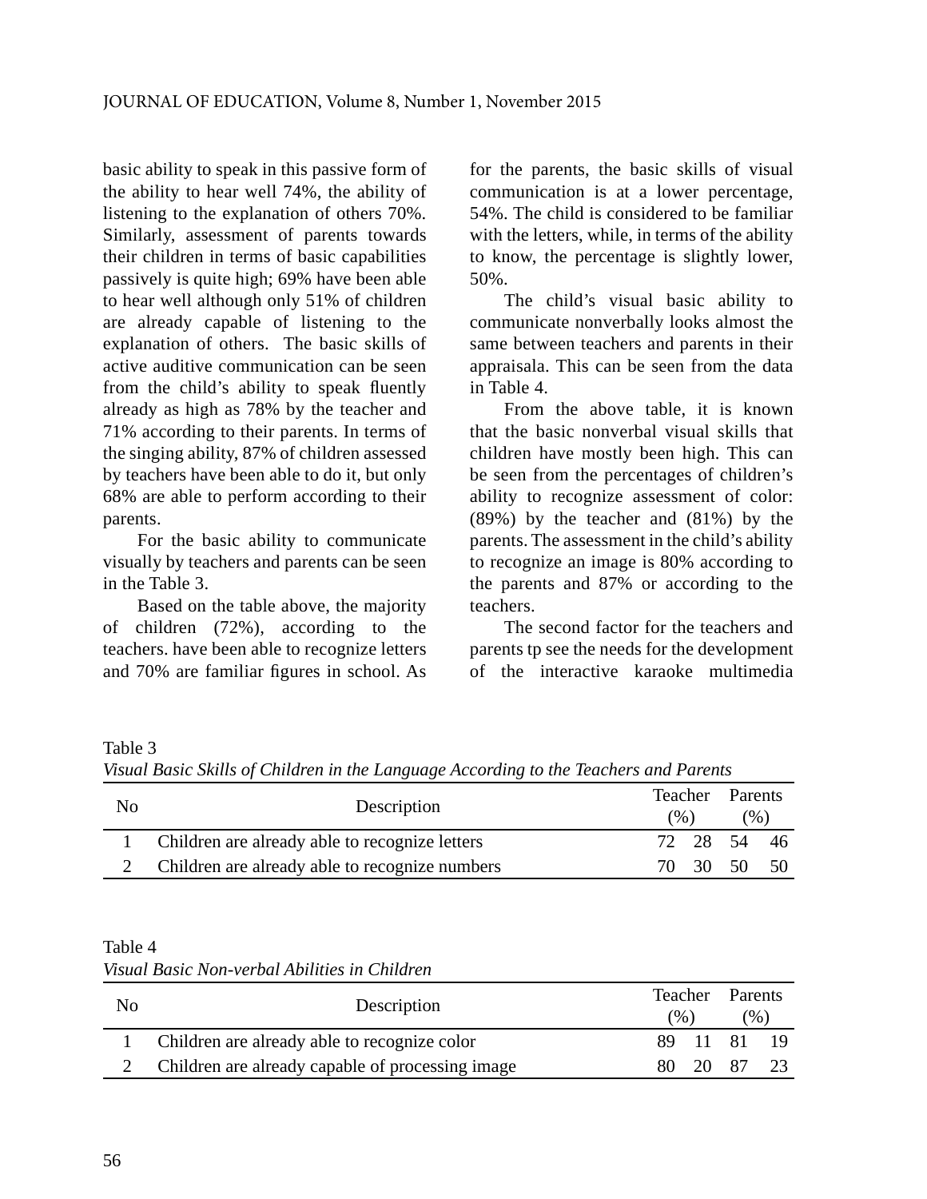basic ability to speak in this passive form of the ability to hear well 74%, the ability of listening to the explanation of others 70%. Similarly, assessment of parents towards their children in terms of basic capabilities passively is quite high; 69% have been able to hear well although only 51% of children are already capable of listening to the explanation of others. The basic skills of active auditive communication can be seen from the child's ability to speak fluently already as high as 78% by the teacher and 71% according to their parents. In terms of the singing ability, 87% of children assessed by teachers have been able to do it, but only 68% are able to perform according to their parents.

For the basic ability to communicate visually by teachers and parents can be seen in the Table 3.

Based on the table above, the majority of children (72%), according to the teachers. have been able to recognize letters and 70% are familiar figures in school. As for the parents, the basic skills of visual communication is at a lower percentage, 54%. The child is considered to be familiar with the letters, while, in terms of the ability to know, the percentage is slightly lower, 50%.

The child's visual basic ability to communicate nonverbally looks almost the same between teachers and parents in their appraisala. This can be seen from the data in Table 4.

From the above table, it is known that the basic nonverbal visual skills that children have mostly been high. This can be seen from the percentages of children's ability to recognize assessment of color: (89%) by the teacher and (81%) by the parents. The assessment in the child's ability to recognize an image is 80% according to the parents and 87% or according to the teachers.

The second factor for the teachers and parents tp see the needs for the development of the interactive karaoke multimedia

Table 3
*Visual Basic Skills of Children in the Language According to the Teachers and Parents*

| No | Description | Teacher (%) | | Parents (%) | |
|---|---|---|---|---|---|
| 1 | Children are already able to recognize letters | 72 | 28 | 54 | 46 |
| 2 | Children are already able to recognize numbers | 70 | 30 | 50 | 50 |

Table 4
*Visual Basic Non-verbal Abilities in Children*

| No | Description | Teacher (%) | | Parents (%) | |
|---|---|---|---|---|---|
| 1 | Children are already able to recognize color | 89 | 11 | 81 | 19 |
| 2 | Children are already capable of processing image | 80 | 20 | 87 | 23 |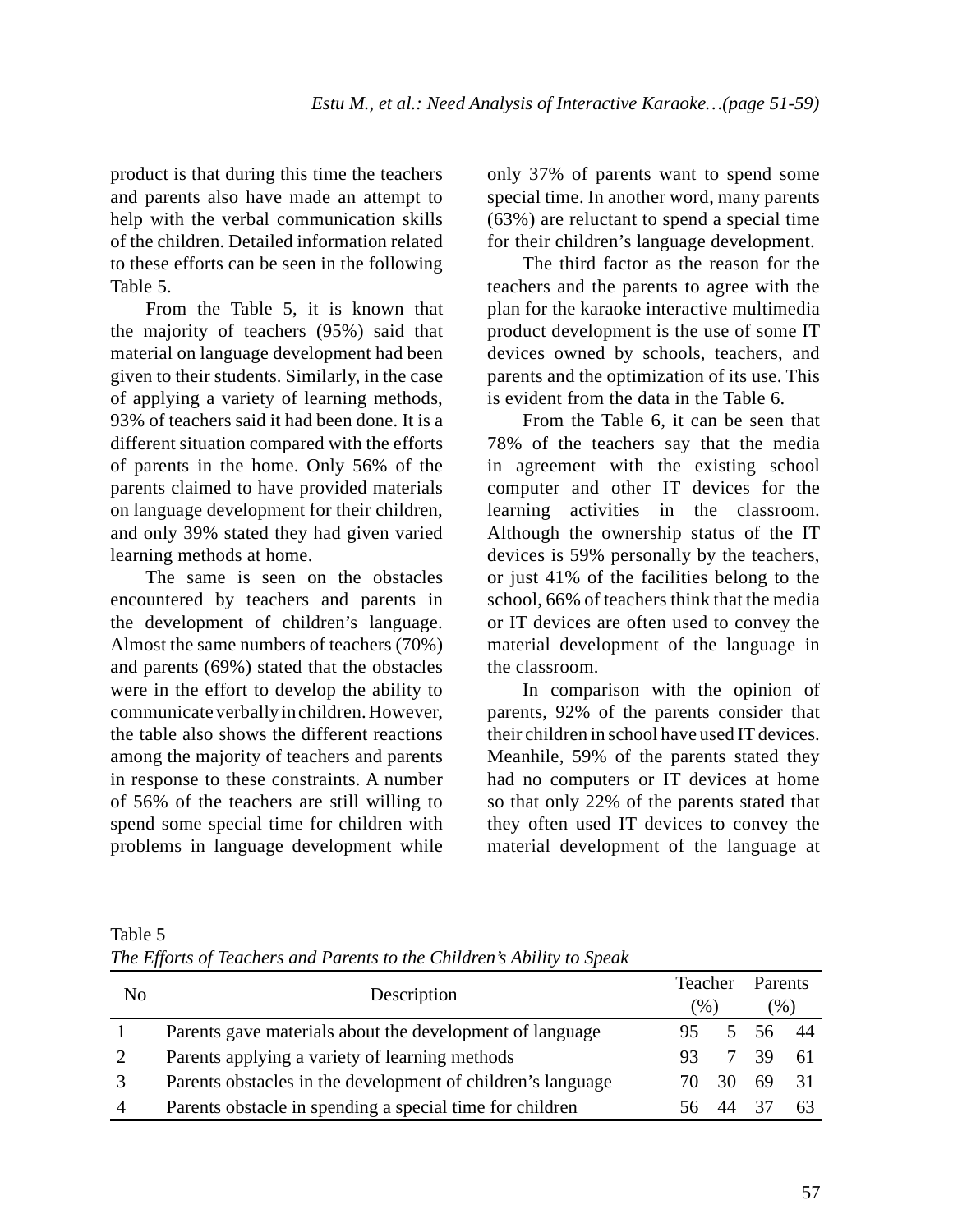product is that during this time the teachers and parents also have made an attempt to help with the verbal communication skills of the children. Detailed information related to these efforts can be seen in the following Table 5.

From the Table 5, it is known that the majority of teachers (95%) said that material on language development had been given to their students. Similarly, in the case of applying a variety of learning methods, 93% of teachers said it had been done. It is a different situation compared with the efforts of parents in the home. Only 56% of the parents claimed to have provided materials on language development for their children, and only 39% stated they had given varied learning methods at home.

The same is seen on the obstacles encountered by teachers and parents in the development of children's language. Almost the same numbers of teachers (70%) and parents (69%) stated that the obstacles were in the effort to develop the ability to communicate verbally in children. However, the table also shows the different reactions among the majority of teachers and parents in response to these constraints. A number of 56% of the teachers are still willing to spend some special time for children with problems in language development while only 37% of parents want to spend some special time. In another word, many parents (63%) are reluctant to spend a special time for their children's language development.

The third factor as the reason for the teachers and the parents to agree with the plan for the karaoke interactive multimedia product development is the use of some IT devices owned by schools, teachers, and parents and the optimization of its use. This is evident from the data in the Table 6.

From the Table 6, it can be seen that 78% of the teachers say that the media in agreement with the existing school computer and other IT devices for the learning activities in the classroom. Although the ownership status of the IT devices is 59% personally by the teachers, or just 41% of the facilities belong to the school, 66% of teachers think that the media or IT devices are often used to convey the material development of the language in the classroom.

In comparison with the opinion of parents, 92% of the parents consider that their children in school have used IT devices. Meanhile, 59% of the parents stated they had no computers or IT devices at home so that only 22% of the parents stated that they often used IT devices to convey the material development of the language at

Table 5

*The Efforts of Teachers and Parents to the Children's Ability to Speak*

| No | Description | Teacher (%) | | Parents (%) | |
|---|---|---|---|---|---|
| 1 | Parents gave materials about the development of language | 95 | 5 | 56 | 44 |
| 2 | Parents applying a variety of learning methods | 93 | 7 | 39 | 61 |
| 3 | Parents obstacles in the development of children's language | 70 | 30 | 69 | 31 |
| 4 | Parents obstacle in spending a special time for children | 56 | 44 | 37 | 63 |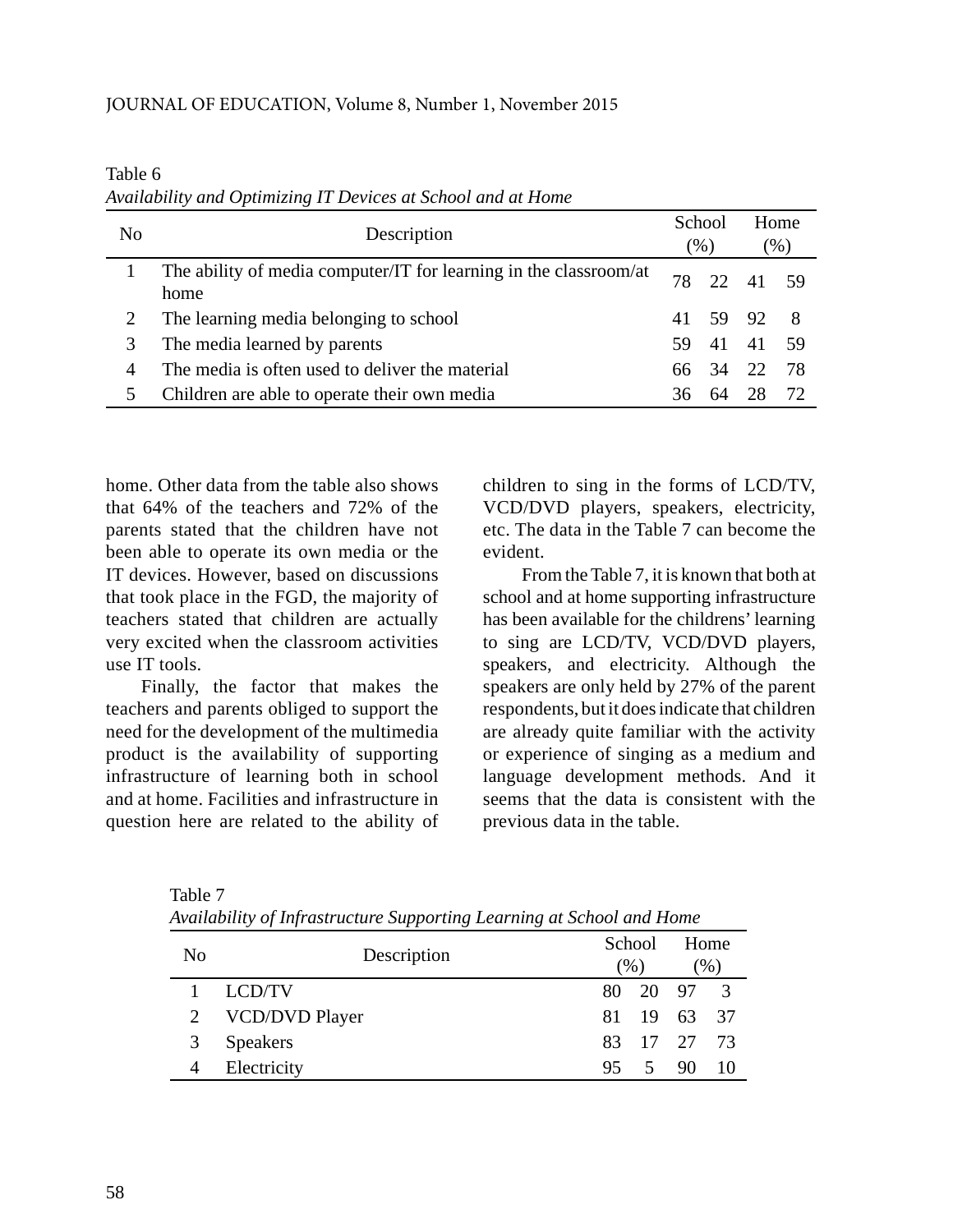Table 6

*Availability and Optimizing IT Devices at School and at Home*

| No | Description | School (%) | | Home (%) | |
|---|---|---|---|---|---|
| 1 | The ability of media computer/IT for learning in the classroom/at home | 78 | 22 | 41 | 59 |
| 2 | The learning media belonging to school | 41 | 59 | 92 | 8 |
| 3 | The media learned by parents | 59 | 41 | 41 | 59 |
| 4 | The media is often used to deliver the material | 66 | 34 | 22 | 78 |
| 5 | Children are able to operate their own media | 36 | 64 | 28 | 72 |

home. Other data from the table also shows that 64% of the teachers and 72% of the parents stated that the children have not been able to operate its own media or the IT devices. However, based on discussions that took place in the FGD, the majority of teachers stated that children are actually very excited when the classroom activities use IT tools.

Finally, the factor that makes the teachers and parents obliged to support the need for the development of the multimedia product is the availability of supporting infrastructure of learning both in school and at home. Facilities and infrastructure in question here are related to the ability of children to sing in the forms of LCD/TV, VCD/DVD players, speakers, electricity, etc. The data in the Table 7 can become the evident.

From the Table 7, it is known that both at school and at home supporting infrastructure has been available for the childrens' learning to sing are LCD/TV, VCD/DVD players, speakers, and electricity. Although the speakers are only held by 27% of the parent respondents, but it does indicate that children are already quite familiar with the activity or experience of singing as a medium and language development methods. And it seems that the data is consistent with the previous data in the table.

Table 7

*Availability of Infrastructure Supporting Learning at School and Home*

| No | Description | School (%) | | Home (%) | |
|---|---|---|---|---|---|
| 1 | LCD/TV | 80 | 20 | 97 | 3 |
| 2 | VCD/DVD Player | 81 | 19 | 63 | 37 |
| 3 | Speakers | 83 | 17 | 27 | 73 |
| 4 | Electricity | 95 | 5 | 90 | 10 |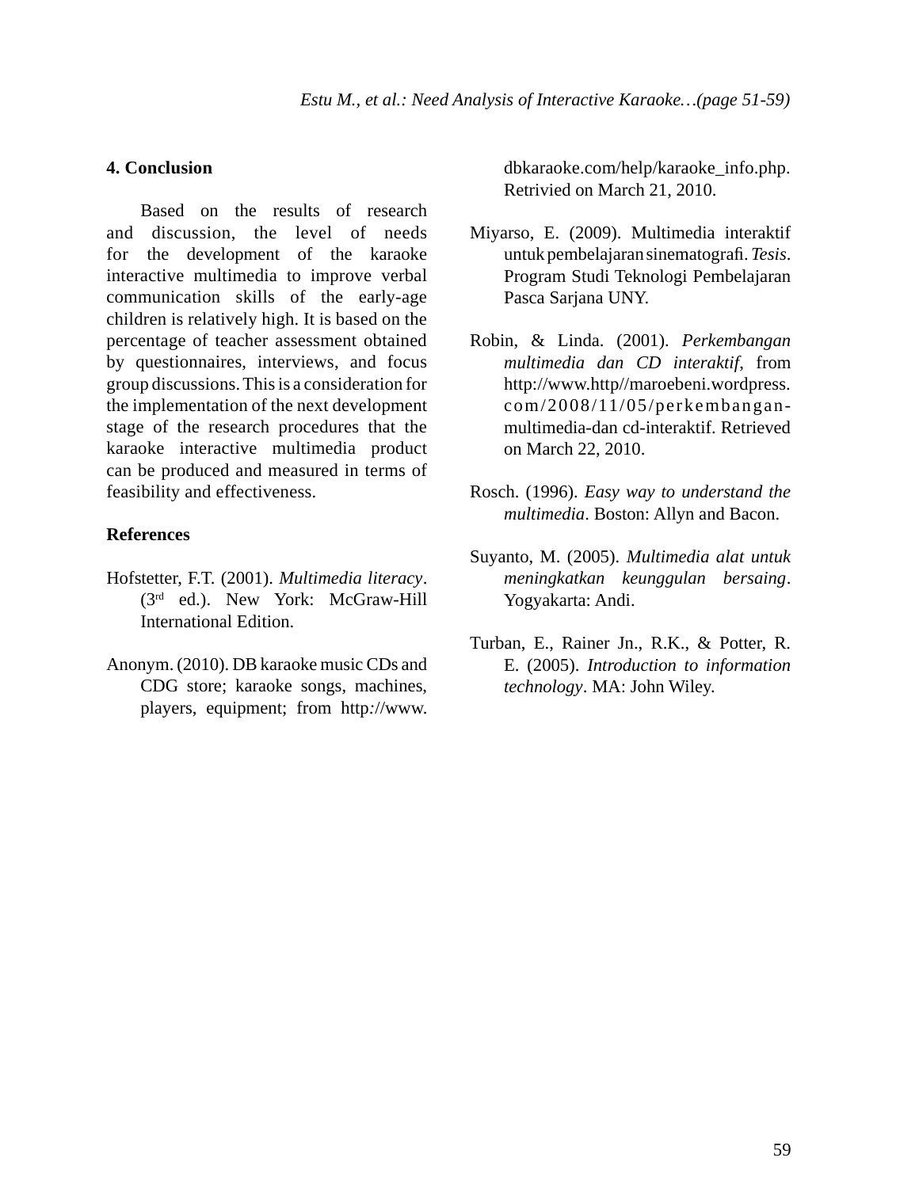## 4. Conclusion

Based on the results of research and discussion, the level of needs for the development of the karaoke interactive multimedia to improve verbal communication skills of the early-age children is relatively high. It is based on the percentage of teacher assessment obtained by questionnaires, interviews, and focus group discussions. This is a consideration for the implementation of the next development stage of the research procedures that the karaoke interactive multimedia product can be produced and measured in terms of feasibility and effectiveness.

## References

Hofstetter, F.T. (2001). *Multimedia literacy*. (3rd ed.). New York: McGraw-Hill International Edition.

Anonym. (2010). DB karaoke music CDs and CDG store; karaoke songs, machines, players, equipment; from http://www.dbkaraoke.com/help/karaoke_info.php. Retrivied on March 21, 2010.

Miyarso, E. (2009). Multimedia interaktif untuk pembelajaran sinematografi. *Tesis*. Program Studi Teknologi Pembelajaran Pasca Sarjana UNY.

Robin, & Linda. (2001). *Perkembangan multimedia dan CD interaktif*, from http://www.http//maroebeni.wordpress.com/2008/11/05/perkembangan-multimedia-dan cd-interaktif. Retrieved on March 22, 2010.

Rosch. (1996). *Easy way to understand the multimedia*. Boston: Allyn and Bacon.

Suyanto, M. (2005). *Multimedia alat untuk meningkatkan keunggulan bersaing*. Yogyakarta: Andi.

Turban, E., Rainer Jn., R.K., & Potter, R. E. (2005). *Introduction to information technology*. MA: John Wiley.